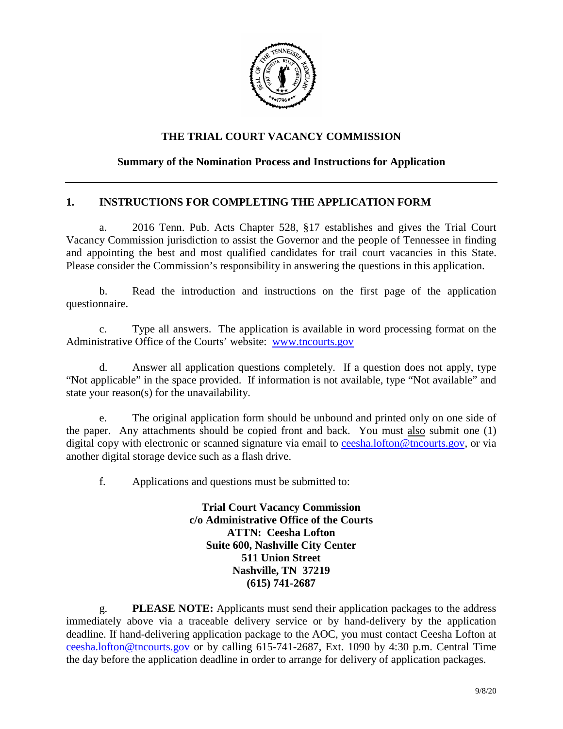# THE TRIAL COURT VACANCY COMMISSION

## Summary of the Nomination Process and Instructions for Application

---

### 1. INSTRUCTIONS FOR COMPLETING THE APPLICATION FORM

a. 2016 Tenn. Pub. Acts Chapter 528, §17 establishes and gives the Trial Court Vacancy Commission jurisdiction to assist the Governor and the people of Tennessee in finding and appointing the best and most qualified candidates for trail court vacancies in this State. Please consider the Commission's responsibility in answering the questions in this application.

b. Read the introduction and instructions on the first page of the application questionnaire.

c. Type all answers. The application is available in word processing format on the Administrative Office of the Courts' website: www.tncourts.gov

d. Answer all application questions completely. If a question does not apply, type "Not applicable" in the space provided. If information is not available, type "Not available" and state your reason(s) for the unavailability.

e. The original application form should be unbound and printed only on one side of the paper. Any attachments should be copied front and back. You must also submit one (1) digital copy with electronic or scanned signature via email to ceesha.lofton@tncourts.gov, or via another digital storage device such as a flash drive.

f. Applications and questions must be submitted to:

**Trial Court Vacancy Commission**
**c/o Administrative Office of the Courts**
**ATTN: Ceesha Lofton**
**Suite 600, Nashville City Center**
**511 Union Street**
**Nashville, TN 37219**
**(615) 741-2687**

g. **PLEASE NOTE:** Applicants must send their application packages to the address immediately above via a traceable delivery service or by hand-delivery by the application deadline. If hand-delivering application package to the AOC, you must contact Ceesha Lofton at ceesha.lofton@tncourts.gov or by calling 615-741-2687, Ext. 1090 by 4:30 p.m. Central Time the day before the application deadline in order to arrange for delivery of application packages.

9/8/20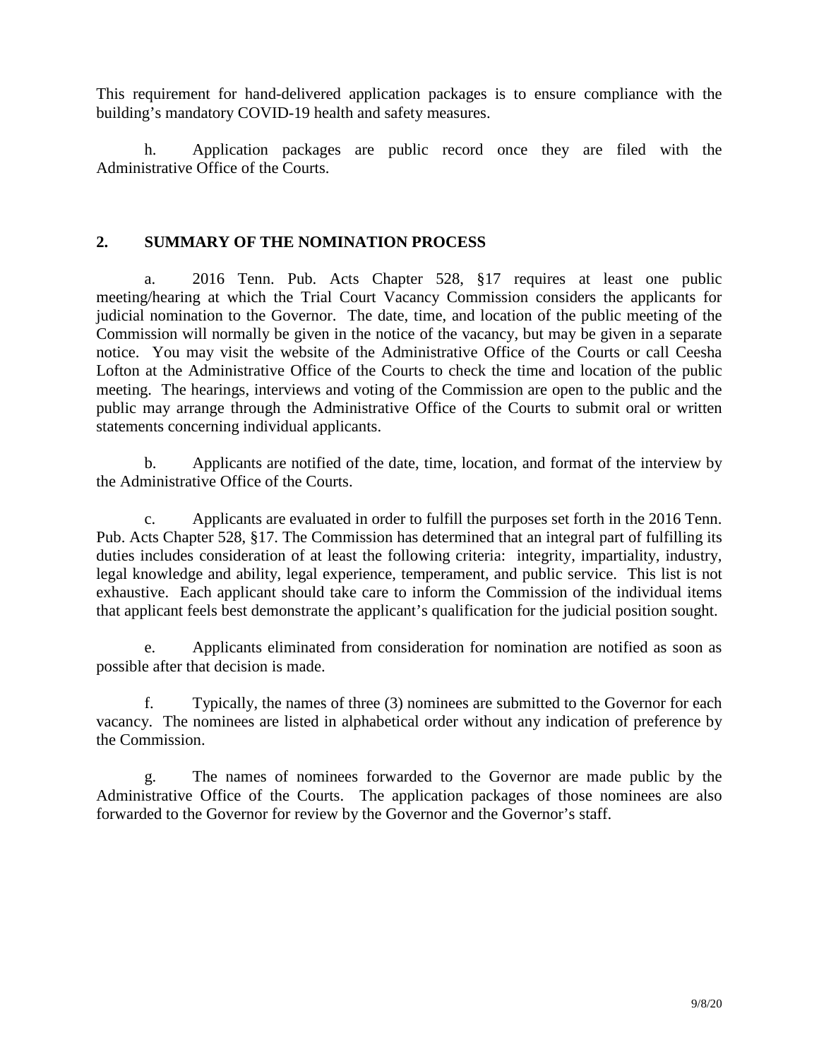This requirement for hand-delivered application packages is to ensure compliance with the building's mandatory COVID-19 health and safety measures.

h. Application packages are public record once they are filed with the Administrative Office of the Courts.

## 2. SUMMARY OF THE NOMINATION PROCESS

a. 2016 Tenn. Pub. Acts Chapter 528, §17 requires at least one public meeting/hearing at which the Trial Court Vacancy Commission considers the applicants for judicial nomination to the Governor. The date, time, and location of the public meeting of the Commission will normally be given in the notice of the vacancy, but may be given in a separate notice. You may visit the website of the Administrative Office of the Courts or call Ceesha Lofton at the Administrative Office of the Courts to check the time and location of the public meeting. The hearings, interviews and voting of the Commission are open to the public and the public may arrange through the Administrative Office of the Courts to submit oral or written statements concerning individual applicants.

b. Applicants are notified of the date, time, location, and format of the interview by the Administrative Office of the Courts.

c. Applicants are evaluated in order to fulfill the purposes set forth in the 2016 Tenn. Pub. Acts Chapter 528, §17. The Commission has determined that an integral part of fulfilling its duties includes consideration of at least the following criteria: integrity, impartiality, industry, legal knowledge and ability, legal experience, temperament, and public service. This list is not exhaustive. Each applicant should take care to inform the Commission of the individual items that applicant feels best demonstrate the applicant's qualification for the judicial position sought.

e. Applicants eliminated from consideration for nomination are notified as soon as possible after that decision is made.

f. Typically, the names of three (3) nominees are submitted to the Governor for each vacancy. The nominees are listed in alphabetical order without any indication of preference by the Commission.

g. The names of nominees forwarded to the Governor are made public by the Administrative Office of the Courts. The application packages of those nominees are also forwarded to the Governor for review by the Governor and the Governor's staff.

9/8/20